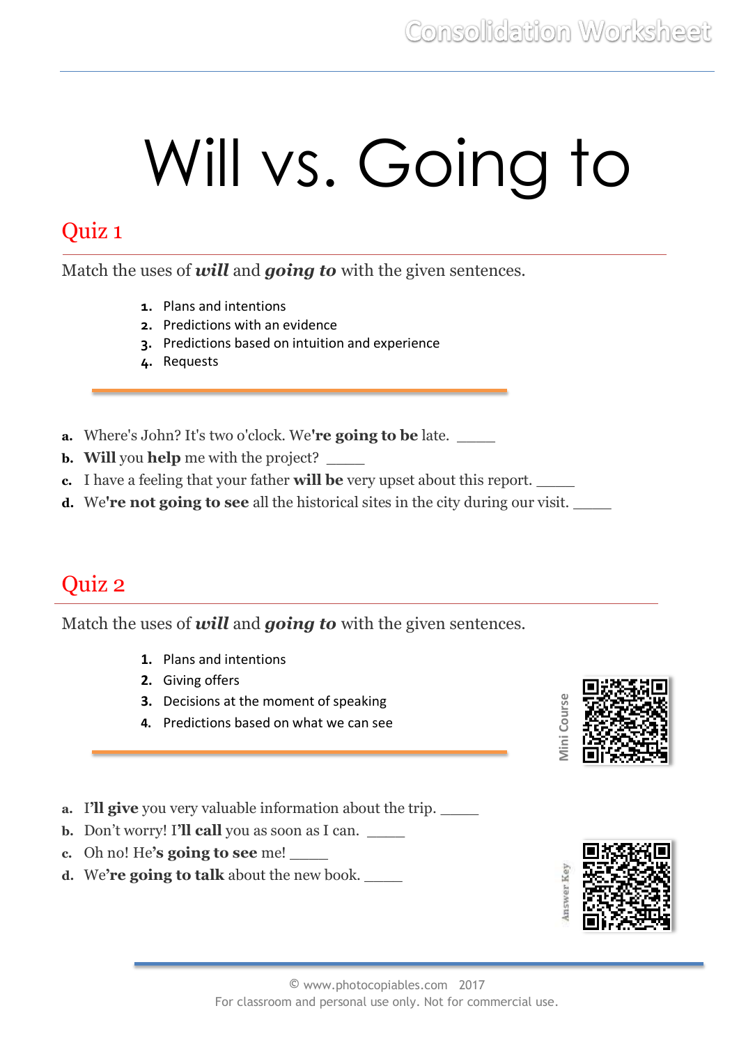# Will vs. Going to

## Quiz 1

Match the uses of ***will*** and ***going to*** with the given sentences.

1. Plans and intentions
2. Predictions with an evidence
3. Predictions based on intuition and experience
4. Requests

**a.** Where's John? It's two o'clock. We**'re going to be** late. _____

**b.** **Will** you **help** me with the project? _____

**c.** I have a feeling that your father **will be** very upset about this report. _____

**d.** We**'re not going to see** all the historical sites in the city during our visit. _____

## Quiz 2

Match the uses of ***will*** and ***going to*** with the given sentences.

1. Plans and intentions
2. Giving offers
3. Decisions at the moment of speaking
4. Predictions based on what we can see

**a.** I**'ll give** you very valuable information about the trip. _____

**b.** Don't worry! I**'ll call** you as soon as I can. _____

**c.** Oh no! He**'s going to see** me! _____

**d.** We**'re going to talk** about the new book. _____

Mini Course

Answer Key

© www.photocopiables.com 2017
For classroom and personal use only. Not for commercial use.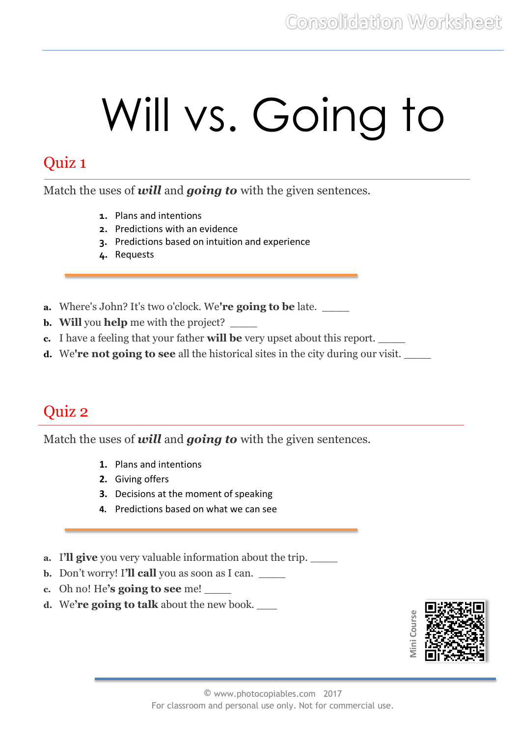# Will vs. Going to

## Quiz 1

Match the uses of ***will*** and ***going to*** with the given sentences.

1. Plans and intentions
2. Predictions with an evidence
3. Predictions based on intuition and experience
4. Requests

a. Where's John? It's two o'clock. We**'re going to be** late. _____
b. **Will** you **help** me with the project? _____
c. I have a feeling that your father **will be** very upset about this report. _____
d. We**'re not going to see** all the historical sites in the city during our visit. _____

## Quiz 2

Match the uses of ***will*** and ***going to*** with the given sentences.

1. Plans and intentions
2. Giving offers
3. Decisions at the moment of speaking
4. Predictions based on what we can see

a. I**'ll give** you very valuable information about the trip. _____
b. Don't worry! **I'll call** you as soon as I can. _____
c. Oh no! He**'s going to see** me! _____
d. We**'re going to talk** about the new book. ____

Mini Course

© www.photocopiables.com 2017
For classroom and personal use only. Not for commercial use.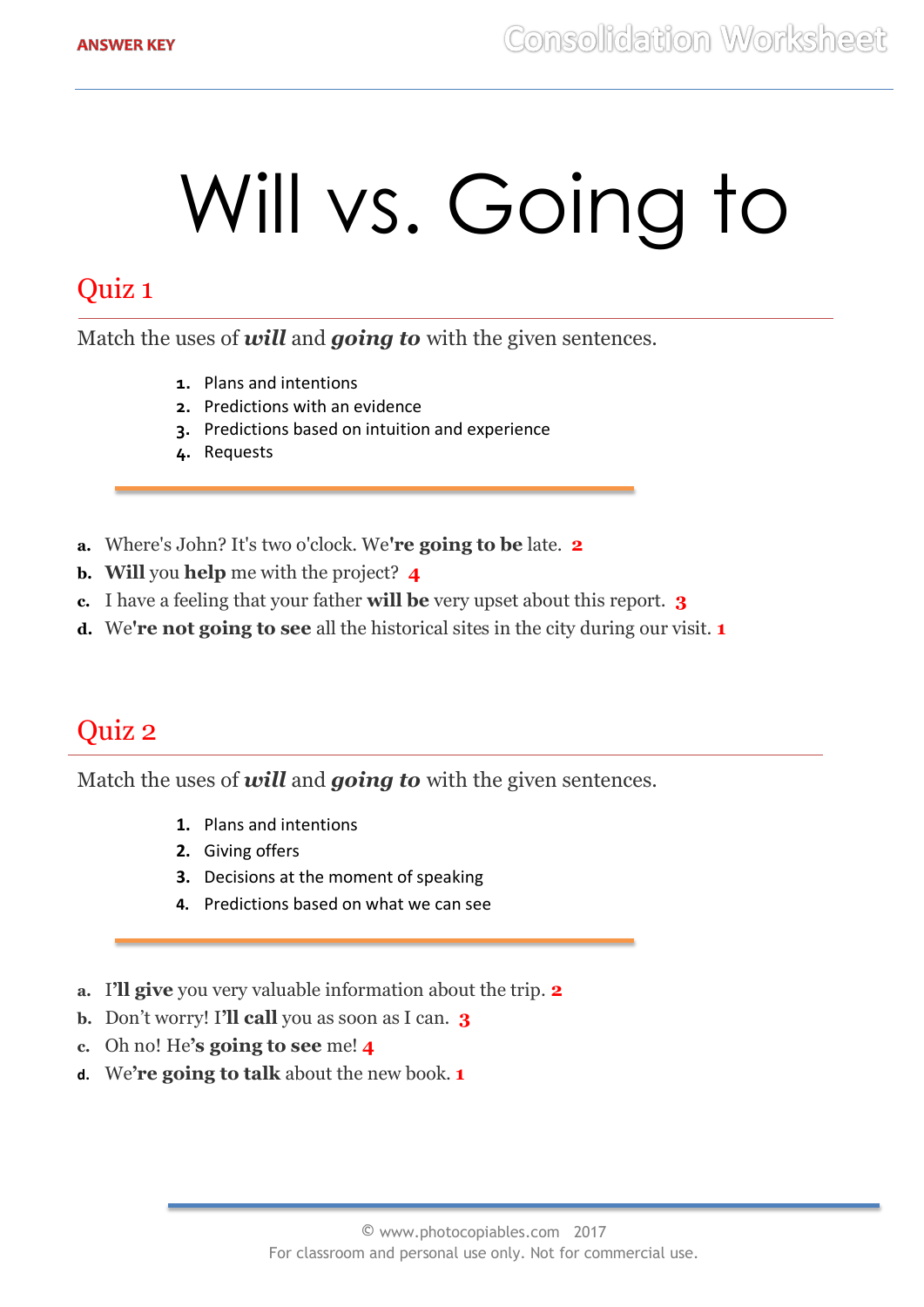ANSWER KEY

# Will vs. Going to

## Quiz 1

Match the uses of ***will*** and ***going to*** with the given sentences.

1. Plans and intentions
2. Predictions with an evidence
3. Predictions based on intuition and experience
4. Requests

a. Where's John? It's two o'clock. We**'re going to be** late. **2**
b. **Will** you **help** me with the project? **4**
c. I have a feeling that your father **will be** very upset about this report. **3**
d. We**'re not going to see** all the historical sites in the city during our visit. **1**

## Quiz 2

Match the uses of ***will*** and ***going to*** with the given sentences.

1. Plans and intentions
2. Giving offers
3. Decisions at the moment of speaking
4. Predictions based on what we can see

a. I**'ll give** you very valuable information about the trip. **2**
b. Don't worry! I**'ll call** you as soon as I can. **3**
c. Oh no! He**'s going to see** me! **4**
d. We**'re going to talk** about the new book. **1**

© www.photocopiables.com 2017
For classroom and personal use only. Not for commercial use.